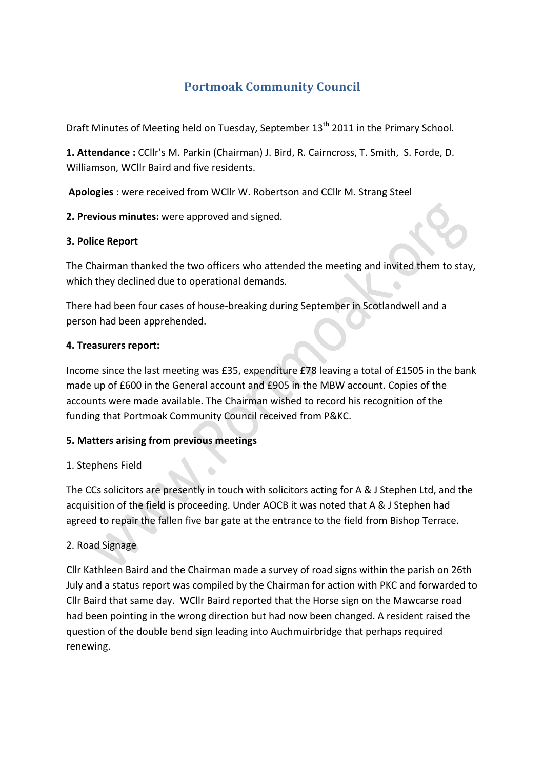# Portmoak Community Council

Draft Minutes of Meeting held on Tuesday, September 13th 2011 in the Primary School.

**1. Attendance :** CCllr's M. Parkin (Chairman) J. Bird, R. Cairncross, T. Smith, S. Forde, D. Williamson, WCllr Baird and five residents.

**Apologies** : were received from WCllr W. Robertson and CCllr M. Strang Steel

**2. Previous minutes:** were approved and signed.

**3. Police Report**

The Chairman thanked the two officers who attended the meeting and invited them to stay, which they declined due to operational demands.

There had been four cases of house-breaking during September in Scotlandwell and a person had been apprehended.

**4. Treasurers report:**

Income since the last meeting was £35, expenditure £78 leaving a total of £1505 in the bank made up of £600 in the General account and £905 in the MBW account. Copies of the accounts were made available. The Chairman wished to record his recognition of the funding that Portmoak Community Council received from P&KC.

**5. Matters arising from previous meetings**

1. Stephens Field

The CCs solicitors are presently in touch with solicitors acting for A & J Stephen Ltd, and the acquisition of the field is proceeding. Under AOCB it was noted that A & J Stephen had agreed to repair the fallen five bar gate at the entrance to the field from Bishop Terrace.

2. Road Signage

Cllr Kathleen Baird and the Chairman made a survey of road signs within the parish on 26th July and a status report was compiled by the Chairman for action with PKC and forwarded to Cllr Baird that same day. WCllr Baird reported that the Horse sign on the Mawcarse road had been pointing in the wrong direction but had now been changed. A resident raised the question of the double bend sign leading into Auchmuirbridge that perhaps required renewing.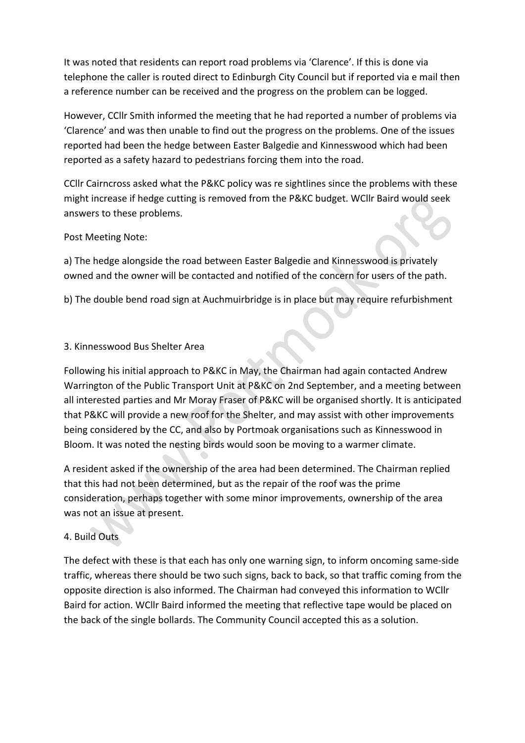It was noted that residents can report road problems via 'Clarence'. If this is done via telephone the caller is routed direct to Edinburgh City Council but if reported via e mail then a reference number can be received and the progress on the problem can be logged.

However, CCllr Smith informed the meeting that he had reported a number of problems via 'Clarence' and was then unable to find out the progress on the problems. One of the issues reported had been the hedge between Easter Balgedie and Kinnesswood which had been reported as a safety hazard to pedestrians forcing them into the road.

CCllr Cairncross asked what the P&KC policy was re sightlines since the problems with these might increase if hedge cutting is removed from the P&KC budget. WCllr Baird would seek answers to these problems.

Post Meeting Note:

a) The hedge alongside the road between Easter Balgedie and Kinnesswood is privately owned and the owner will be contacted and notified of the concern for users of the path.

b) The double bend road sign at Auchmuirbridge is in place but may require refurbishment

3. Kinnesswood Bus Shelter Area

Following his initial approach to P&KC in May, the Chairman had again contacted Andrew Warrington of the Public Transport Unit at P&KC on 2nd September, and a meeting between all interested parties and Mr Moray Fraser of P&KC will be organised shortly. It is anticipated that P&KC will provide a new roof for the Shelter, and may assist with other improvements being considered by the CC, and also by Portmoak organisations such as Kinnesswood in Bloom. It was noted the nesting birds would soon be moving to a warmer climate.

A resident asked if the ownership of the area had been determined. The Chairman replied that this had not been determined, but as the repair of the roof was the prime consideration, perhaps together with some minor improvements, ownership of the area was not an issue at present.

4. Build Outs

The defect with these is that each has only one warning sign, to inform oncoming same-side traffic, whereas there should be two such signs, back to back, so that traffic coming from the opposite direction is also informed. The Chairman had conveyed this information to WCllr Baird for action. WCllr Baird informed the meeting that reflective tape would be placed on the back of the single bollards. The Community Council accepted this as a solution.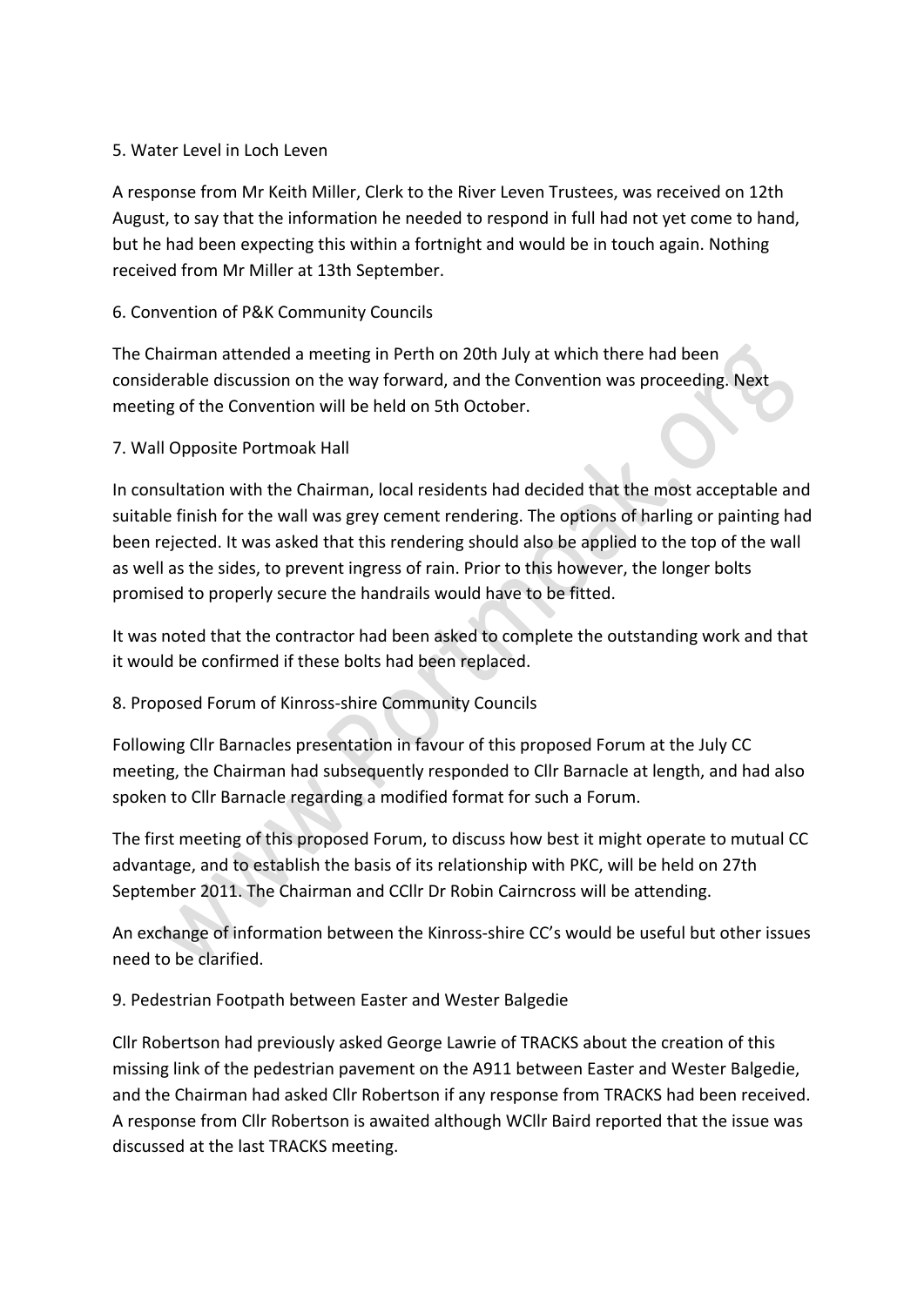5. Water Level in Loch Leven

A response from Mr Keith Miller, Clerk to the River Leven Trustees, was received on 12th August, to say that the information he needed to respond in full had not yet come to hand, but he had been expecting this within a fortnight and would be in touch again. Nothing received from Mr Miller at 13th September.

6. Convention of P&K Community Councils

The Chairman attended a meeting in Perth on 20th July at which there had been considerable discussion on the way forward, and the Convention was proceeding. Next meeting of the Convention will be held on 5th October.

7. Wall Opposite Portmoak Hall

In consultation with the Chairman, local residents had decided that the most acceptable and suitable finish for the wall was grey cement rendering. The options of harling or painting had been rejected. It was asked that this rendering should also be applied to the top of the wall as well as the sides, to prevent ingress of rain. Prior to this however, the longer bolts promised to properly secure the handrails would have to be fitted.

It was noted that the contractor had been asked to complete the outstanding work and that it would be confirmed if these bolts had been replaced.

8. Proposed Forum of Kinross-shire Community Councils

Following Cllr Barnacles presentation in favour of this proposed Forum at the July CC meeting, the Chairman had subsequently responded to Cllr Barnacle at length, and had also spoken to Cllr Barnacle regarding a modified format for such a Forum.

The first meeting of this proposed Forum, to discuss how best it might operate to mutual CC advantage, and to establish the basis of its relationship with PKC, will be held on 27th September 2011. The Chairman and CCllr Dr Robin Cairncross will be attending.

An exchange of information between the Kinross-shire CC's would be useful but other issues need to be clarified.

9. Pedestrian Footpath between Easter and Wester Balgedie

Cllr Robertson had previously asked George Lawrie of TRACKS about the creation of this missing link of the pedestrian pavement on the A911 between Easter and Wester Balgedie, and the Chairman had asked Cllr Robertson if any response from TRACKS had been received. A response from Cllr Robertson is awaited although WCllr Baird reported that the issue was discussed at the last TRACKS meeting.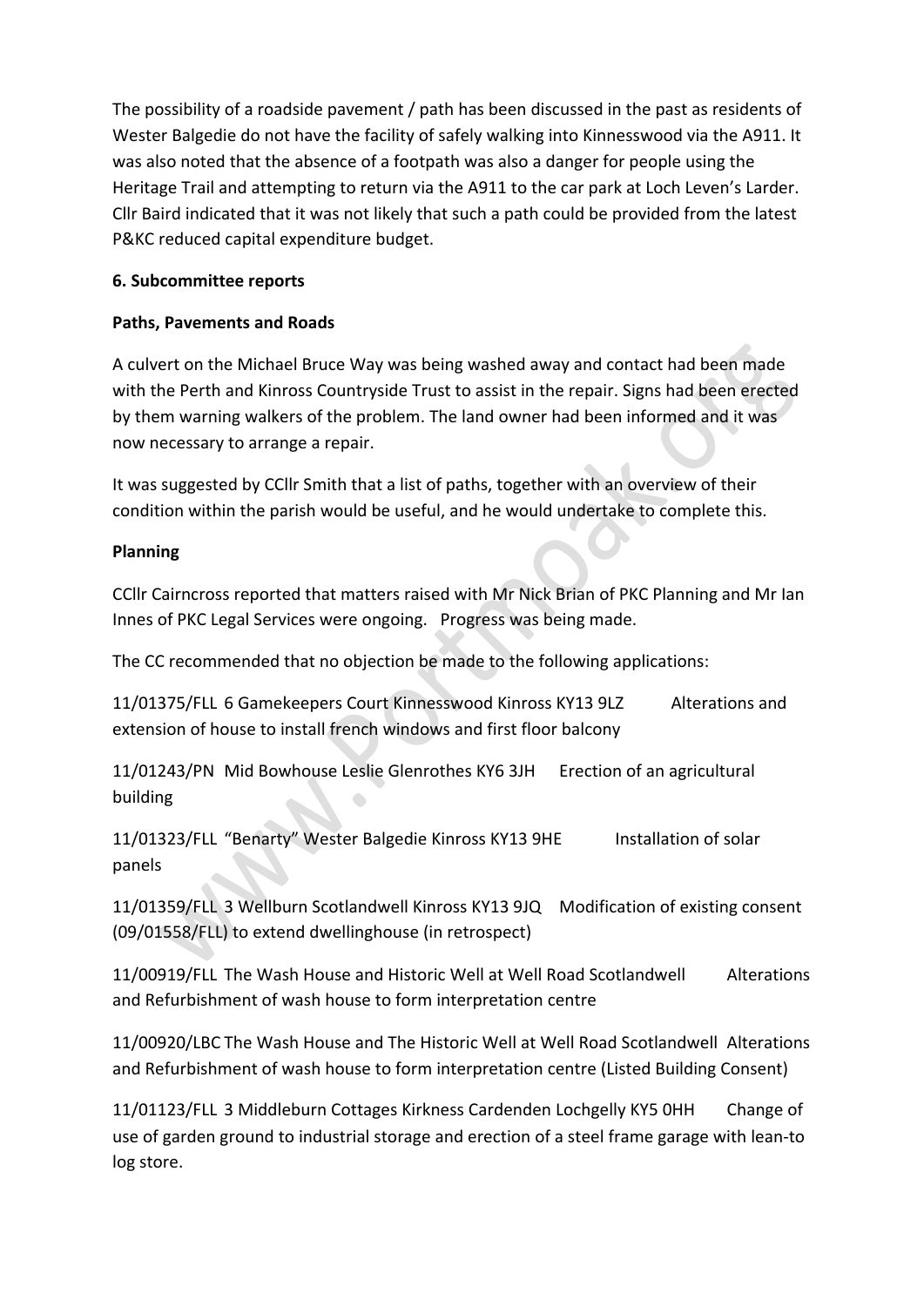The possibility of a roadside pavement / path has been discussed in the past as residents of Wester Balgedie do not have the facility of safely walking into Kinnesswood via the A911. It was also noted that the absence of a footpath was also a danger for people using the Heritage Trail and attempting to return via the A911 to the car park at Loch Leven's Larder. Cllr Baird indicated that it was not likely that such a path could be provided from the latest P&KC reduced capital expenditure budget.

**6. Subcommittee reports**

**Paths, Pavements and Roads**

A culvert on the Michael Bruce Way was being washed away and contact had been made with the Perth and Kinross Countryside Trust to assist in the repair. Signs had been erected by them warning walkers of the problem. The land owner had been informed and it was now necessary to arrange a repair.

It was suggested by CCllr Smith that a list of paths, together with an overview of their condition within the parish would be useful, and he would undertake to complete this.

**Planning**

CCllr Cairncross reported that matters raised with Mr Nick Brian of PKC Planning and Mr Ian Innes of PKC Legal Services were ongoing. Progress was being made.

The CC recommended that no objection be made to the following applications:

11/01375/FLL 6 Gamekeepers Court Kinnesswood Kinross KY13 9LZ Alterations and extension of house to install french windows and first floor balcony

11/01243/PN Mid Bowhouse Leslie Glenrothes KY6 3JH Erection of an agricultural building

11/01323/FLL "Benarty" Wester Balgedie Kinross KY13 9HE Installation of solar panels

11/01359/FLL 3 Wellburn Scotlandwell Kinross KY13 9JQ Modification of existing consent (09/01558/FLL) to extend dwellinghouse (in retrospect)

11/00919/FLL The Wash House and Historic Well at Well Road Scotlandwell Alterations and Refurbishment of wash house to form interpretation centre

11/00920/LBC The Wash House and The Historic Well at Well Road Scotlandwell Alterations and Refurbishment of wash house to form interpretation centre (Listed Building Consent)

11/01123/FLL 3 Middleburn Cottages Kirkness Cardenden Lochgelly KY5 0HH Change of use of garden ground to industrial storage and erection of a steel frame garage with lean-to log store.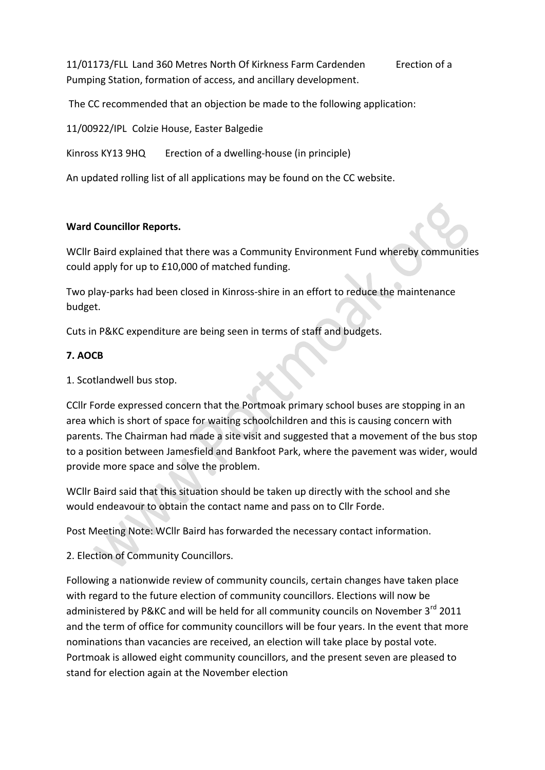11/01173/FLL Land 360 Metres North Of Kirkness Farm Cardenden Erection of a Pumping Station, formation of access, and ancillary development.

The CC recommended that an objection be made to the following application:

11/00922/IPL Colzie House, Easter Balgedie

Kinross KY13 9HQ Erection of a dwelling-house (in principle)

An updated rolling list of all applications may be found on the CC website.

**Ward Councillor Reports.**

WCllr Baird explained that there was a Community Environment Fund whereby communities could apply for up to £10,000 of matched funding.

Two play-parks had been closed in Kinross-shire in an effort to reduce the maintenance budget.

Cuts in P&KC expenditure are being seen in terms of staff and budgets.

**7. AOCB**

1. Scotlandwell bus stop.

CCllr Forde expressed concern that the Portmoak primary school buses are stopping in an area which is short of space for waiting schoolchildren and this is causing concern with parents. The Chairman had made a site visit and suggested that a movement of the bus stop to a position between Jamesfield and Bankfoot Park, where the pavement was wider, would provide more space and solve the problem.

WCllr Baird said that this situation should be taken up directly with the school and she would endeavour to obtain the contact name and pass on to Cllr Forde.

Post Meeting Note: WCllr Baird has forwarded the necessary contact information.

2. Election of Community Councillors.

Following a nationwide review of community councils, certain changes have taken place with regard to the future election of community councillors. Elections will now be administered by P&KC and will be held for all community councils on November 3rd 2011 and the term of office for community councillors will be four years. In the event that more nominations than vacancies are received, an election will take place by postal vote. Portmoak is allowed eight community councillors, and the present seven are pleased to stand for election again at the November election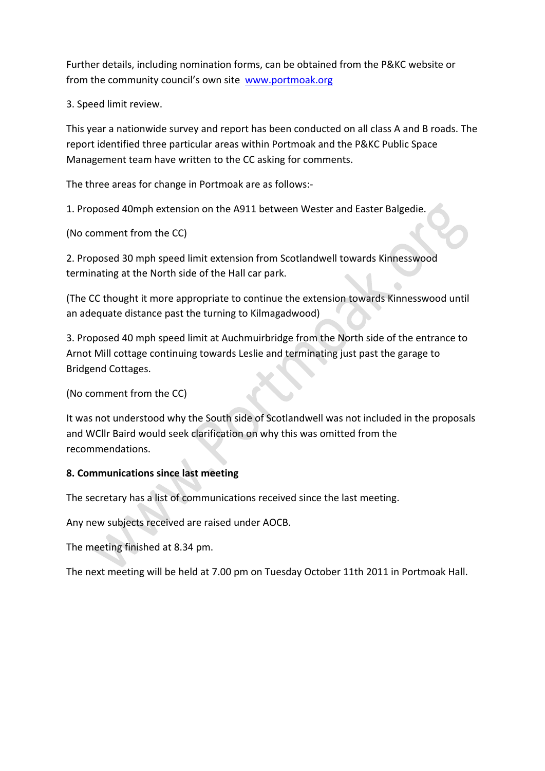Further details, including nomination forms, can be obtained from the P&KC website or from the community council's own site [www.portmoak.org](www.portmoak.org)

3. Speed limit review.

This year a nationwide survey and report has been conducted on all class A and B roads. The report identified three particular areas within Portmoak and the P&KC Public Space Management team have written to the CC asking for comments.

The three areas for change in Portmoak are as follows:-

1. Proposed 40mph extension on the A911 between Wester and Easter Balgedie.

(No comment from the CC)

2. Proposed 30 mph speed limit extension from Scotlandwell towards Kinnesswood terminating at the North side of the Hall car park.

(The CC thought it more appropriate to continue the extension towards Kinnesswood until an adequate distance past the turning to Kilmagadwood)

3. Proposed 40 mph speed limit at Auchmuirbridge from the North side of the entrance to Arnot Mill cottage continuing towards Leslie and terminating just past the garage to Bridgend Cottages.

(No comment from the CC)

It was not understood why the South side of Scotlandwell was not included in the proposals and WCllr Baird would seek clarification on why this was omitted from the recommendations.

**8. Communications since last meeting**

The secretary has a list of communications received since the last meeting.

Any new subjects received are raised under AOCB.

The meeting finished at 8.34 pm.

The next meeting will be held at 7.00 pm on Tuesday October 11th 2011 in Portmoak Hall.